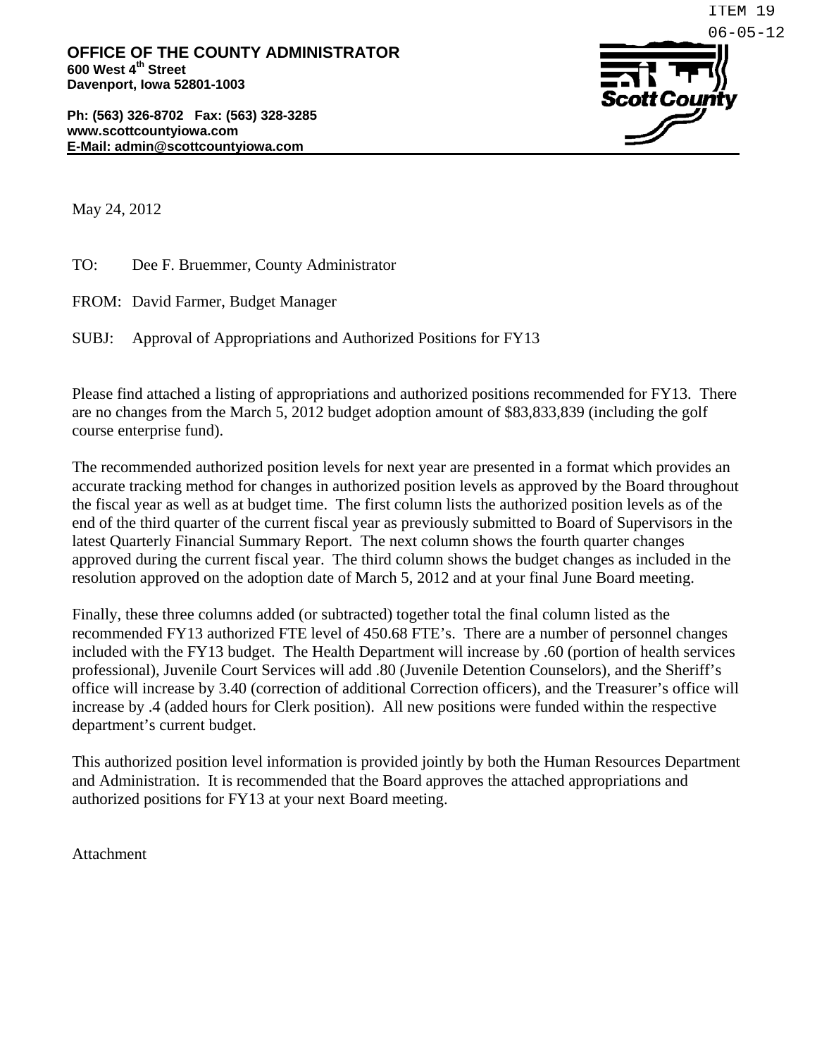ITEM 19
06-05-12

**OFFICE OF THE COUNTY ADMINISTRATOR**
**600 West 4th Street**
**Davenport, Iowa 52801-1003**

**Ph: (563) 326-8702 Fax: (563) 328-3285**
**www.scottcountyiowa.com**
**E-Mail: admin@scottcountyiowa.com**

Scott County

May 24, 2012

TO: Dee F. Bruemmer, County Administrator

FROM: David Farmer, Budget Manager

SUBJ: Approval of Appropriations and Authorized Positions for FY13

Please find attached a listing of appropriations and authorized positions recommended for FY13. There are no changes from the March 5, 2012 budget adoption amount of $83,833,839 (including the golf course enterprise fund).

The recommended authorized position levels for next year are presented in a format which provides an accurate tracking method for changes in authorized position levels as approved by the Board throughout the fiscal year as well as at budget time. The first column lists the authorized position levels as of the end of the third quarter of the current fiscal year as previously submitted to Board of Supervisors in the latest Quarterly Financial Summary Report. The next column shows the fourth quarter changes approved during the current fiscal year. The third column shows the budget changes as included in the resolution approved on the adoption date of March 5, 2012 and at your final June Board meeting.

Finally, these three columns added (or subtracted) together total the final column listed as the recommended FY13 authorized FTE level of 450.68 FTE's. There are a number of personnel changes included with the FY13 budget. The Health Department will increase by .60 (portion of health services professional), Juvenile Court Services will add .80 (Juvenile Detention Counselors), and the Sheriff's office will increase by 3.40 (correction of additional Correction officers), and the Treasurer's office will increase by .4 (added hours for Clerk position). All new positions were funded within the respective department's current budget.

This authorized position level information is provided jointly by both the Human Resources Department and Administration. It is recommended that the Board approves the attached appropriations and authorized positions for FY13 at your next Board meeting.

Attachment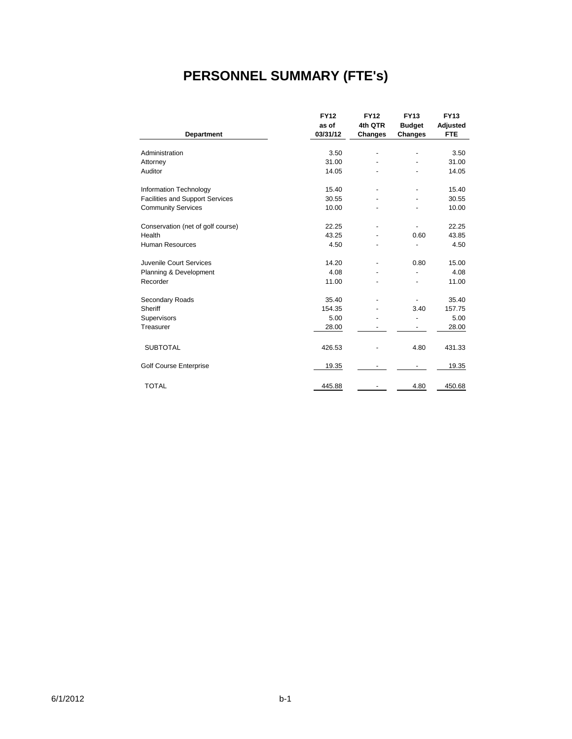# PERSONNEL SUMMARY (FTE's)

| Department | FY12 as of 03/31/12 | FY12 4th QTR Changes | FY13 Budget Changes | FY13 Adjusted FTE |
|---|---|---|---|---|
| Administration | 3.50 | - | - | 3.50 |
| Attorney | 31.00 | - | - | 31.00 |
| Auditor | 14.05 | - | - | 14.05 |
| Information Technology | 15.40 | - | - | 15.40 |
| Facilities and Support Services | 30.55 | - | - | 30.55 |
| Community Services | 10.00 | - | - | 10.00 |
| Conservation (net of golf course) | 22.25 | - | - | 22.25 |
| Health | 43.25 | - | 0.60 | 43.85 |
| Human Resources | 4.50 | - | - | 4.50 |
| Juvenile Court Services | 14.20 | - | 0.80 | 15.00 |
| Planning & Development | 4.08 | - | - | 4.08 |
| Recorder | 11.00 | - | - | 11.00 |
| Secondary Roads | 35.40 | - | - | 35.40 |
| Sheriff | 154.35 | - | 3.40 | 157.75 |
| Supervisors | 5.00 | - | - | 5.00 |
| Treasurer | 28.00 | - | - | 28.00 |
| SUBTOTAL | 426.53 | - | 4.80 | 431.33 |
| Golf Course Enterprise | 19.35 | - | - | 19.35 |
| TOTAL | 445.88 | - | 4.80 | 450.68 |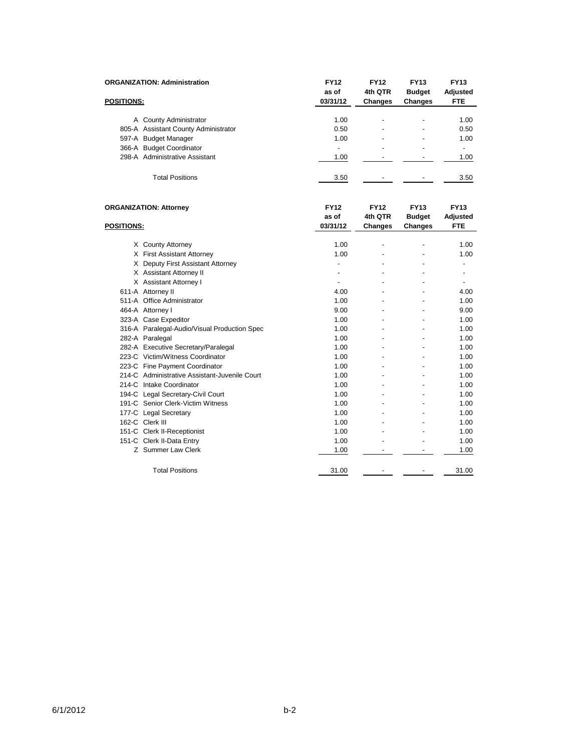**ORGANIZATION: Administration**

| POSITIONS: | FY12 as of 03/31/12 | FY12 4th QTR Changes | FY13 Budget Changes | FY13 Adjusted FTE |
|---|---|---|---|---|
| A County Administrator | 1.00 | - | - | 1.00 |
| 805-A Assistant County Administrator | 0.50 | - | - | 0.50 |
| 597-A Budget Manager | 1.00 | - | - | 1.00 |
| 366-A Budget Coordinator | - | - | - | - |
| 298-A Administrative Assistant | 1.00 | - | - | 1.00 |
| Total Positions | 3.50 | - | - | 3.50 |

**ORGANIZATION: Attorney**

| POSITIONS: | FY12 as of 03/31/12 | FY12 4th QTR Changes | FY13 Budget Changes | FY13 Adjusted FTE |
|---|---|---|---|---|
| X County Attorney | 1.00 | - | - | 1.00 |
| X First Assistant Attorney | 1.00 | - | - | 1.00 |
| X Deputy First Assistant Attorney | - | - | - | - |
| X Assistant Attorney II | - | - | - | - |
| X Assistant Attorney I | - | - | - | - |
| 611-A Attorney II | 4.00 | - | - | 4.00 |
| 511-A Office Administrator | 1.00 | - | - | 1.00 |
| 464-A Attorney I | 9.00 | - | - | 9.00 |
| 323-A Case Expeditor | 1.00 | - | - | 1.00 |
| 316-A Paralegal-Audio/Visual Production Spec | 1.00 | - | - | 1.00 |
| 282-A Paralegal | 1.00 | - | - | 1.00 |
| 282-A Executive Secretary/Paralegal | 1.00 | - | - | 1.00 |
| 223-C Victim/Witness Coordinator | 1.00 | - | - | 1.00 |
| 223-C Fine Payment Coordinator | 1.00 | - | - | 1.00 |
| 214-C Administrative Assistant-Juvenile Court | 1.00 | - | - | 1.00 |
| 214-C Intake Coordinator | 1.00 | - | - | 1.00 |
| 194-C Legal Secretary-Civil Court | 1.00 | - | - | 1.00 |
| 191-C Senior Clerk-Victim Witness | 1.00 | - | - | 1.00 |
| 177-C Legal Secretary | 1.00 | - | - | 1.00 |
| 162-C Clerk III | 1.00 | - | - | 1.00 |
| 151-C Clerk II-Receptionist | 1.00 | - | - | 1.00 |
| 151-C Clerk II-Data Entry | 1.00 | - | - | 1.00 |
| Z Summer Law Clerk | 1.00 | - | - | 1.00 |
| Total Positions | 31.00 | - | - | 31.00 |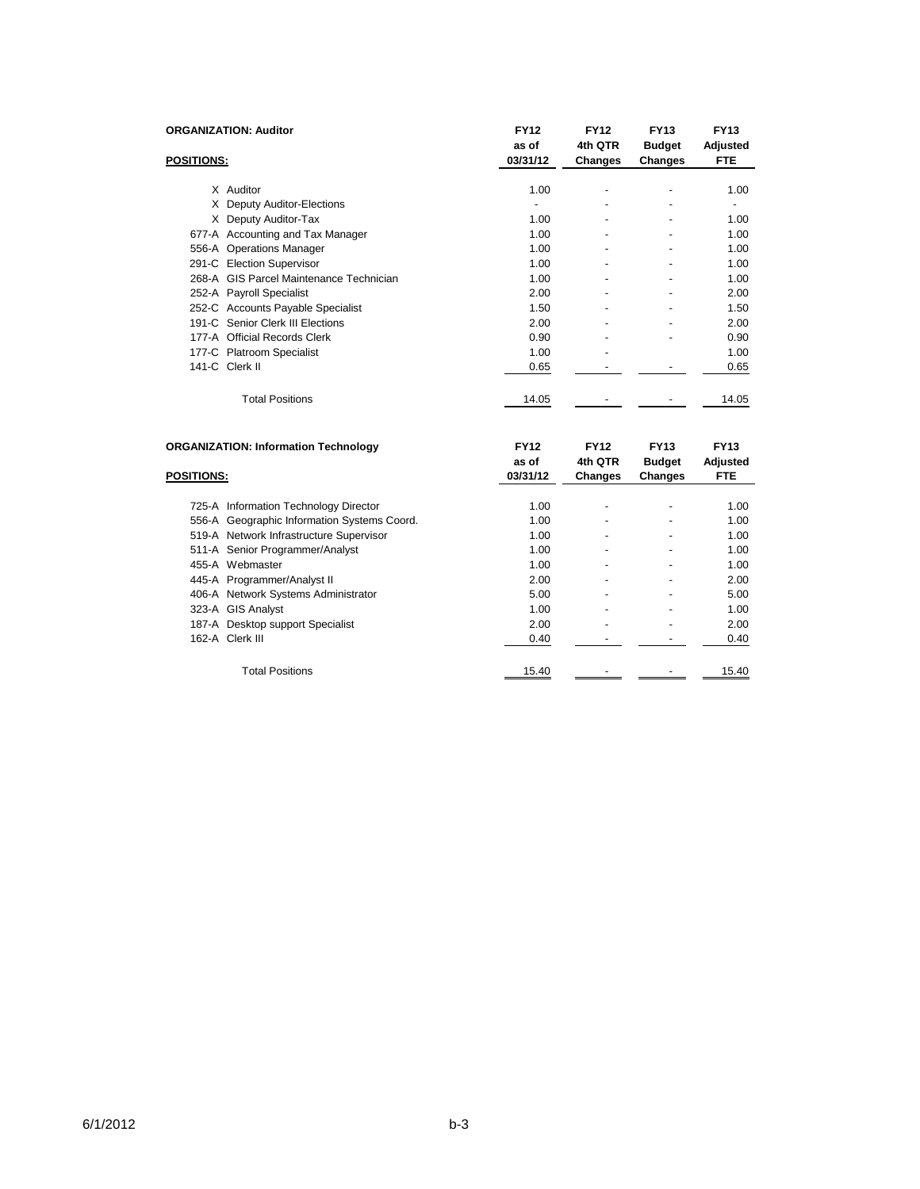**ORGANIZATION: Auditor**

| POSITIONS: | | FY12 as of 03/31/12 | FY12 4th QTR Changes | FY13 Budget Changes | FY13 Adjusted FTE |
|---|---|---|---|---|---|
| X | Auditor | 1.00 | - | - | 1.00 |
| X | Deputy Auditor-Elections | - | - | - | - |
| X | Deputy Auditor-Tax | 1.00 | - | - | 1.00 |
| 677-A | Accounting and Tax Manager | 1.00 | - | - | 1.00 |
| 556-A | Operations Manager | 1.00 | - | - | 1.00 |
| 291-C | Election Supervisor | 1.00 | - | - | 1.00 |
| 268-A | GIS Parcel Maintenance Technician | 1.00 | - | - | 1.00 |
| 252-A | Payroll Specialist | 2.00 | - | - | 2.00 |
| 252-C | Accounts Payable Specialist | 1.50 | - | - | 1.50 |
| 191-C | Senior Clerk III Elections | 2.00 | - | - | 2.00 |
| 177-A | Official Records Clerk | 0.90 | - | - | 0.90 |
| 177-C | Platroom Specialist | 1.00 | - | | 1.00 |
| 141-C | Clerk II | 0.65 | - | - | 0.65 |
| | Total Positions | 14.05 | - | - | 14.05 |

**ORGANIZATION: Information Technology**

| POSITIONS: | | FY12 as of 03/31/12 | FY12 4th QTR Changes | FY13 Budget Changes | FY13 Adjusted FTE |
|---|---|---|---|---|---|
| 725-A | Information Technology Director | 1.00 | - | - | 1.00 |
| 556-A | Geographic Information Systems Coord. | 1.00 | - | - | 1.00 |
| 519-A | Network Infrastructure Supervisor | 1.00 | - | - | 1.00 |
| 511-A | Senior Programmer/Analyst | 1.00 | - | - | 1.00 |
| 455-A | Webmaster | 1.00 | - | - | 1.00 |
| 445-A | Programmer/Analyst II | 2.00 | - | - | 2.00 |
| 406-A | Network Systems Administrator | 5.00 | - | - | 5.00 |
| 323-A | GIS Analyst | 1.00 | - | - | 1.00 |
| 187-A | Desktop support Specialist | 2.00 | - | - | 2.00 |
| 162-A | Clerk III | 0.40 | - | - | 0.40 |
| | Total Positions | 15.40 | - | - | 15.40 |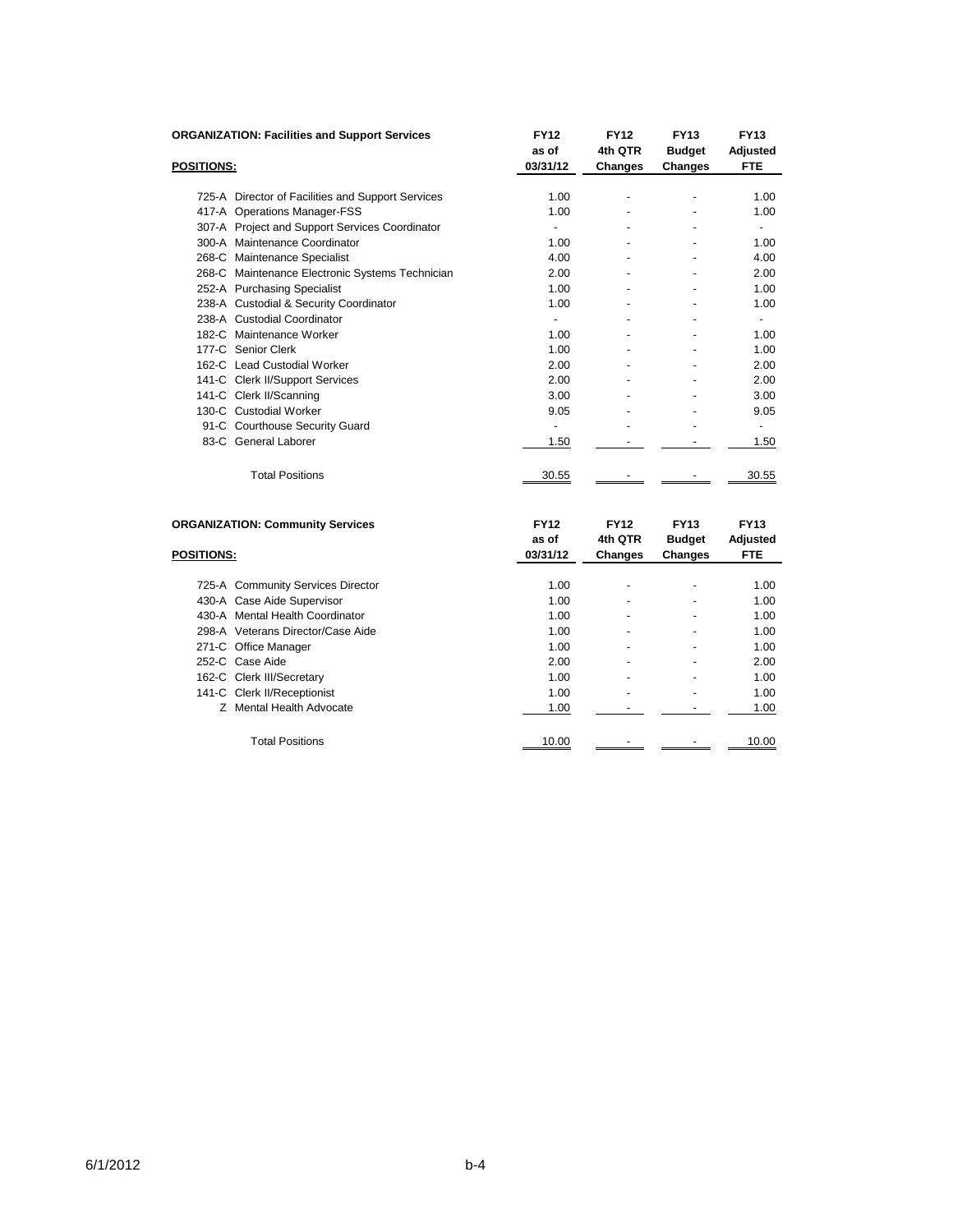**ORGANIZATION: Facilities and Support Services**

| POSITIONS: | FY12 as of 03/31/12 | FY12 4th QTR Changes | FY13 Budget Changes | FY13 Adjusted FTE |
|---|---|---|---|---|
| 725-A Director of Facilities and Support Services | 1.00 | - | - | 1.00 |
| 417-A Operations Manager-FSS | 1.00 | - | - | 1.00 |
| 307-A Project and Support Services Coordinator | - | - | - | - |
| 300-A Maintenance Coordinator | 1.00 | - | - | 1.00 |
| 268-C Maintenance Specialist | 4.00 | - | - | 4.00 |
| 268-C Maintenance Electronic Systems Technician | 2.00 | - | - | 2.00 |
| 252-A Purchasing Specialist | 1.00 | - | - | 1.00 |
| 238-A Custodial & Security Coordinator | 1.00 | - | - | 1.00 |
| 238-A Custodial Coordinator | - | - | - | - |
| 182-C Maintenance Worker | 1.00 | - | - | 1.00 |
| 177-C Senior Clerk | 1.00 | - | - | 1.00 |
| 162-C Lead Custodial Worker | 2.00 | - | - | 2.00 |
| 141-C Clerk II/Support Services | 2.00 | - | - | 2.00 |
| 141-C Clerk II/Scanning | 3.00 | - | - | 3.00 |
| 130-C Custodial Worker | 9.05 | - | - | 9.05 |
| 91-C Courthouse Security Guard | - | - | - | - |
| 83-C General Laborer | 1.50 | - | - | 1.50 |
| Total Positions | 30.55 | - | - | 30.55 |

**ORGANIZATION: Community Services**

| POSITIONS: | FY12 as of 03/31/12 | FY12 4th QTR Changes | FY13 Budget Changes | FY13 Adjusted FTE |
|---|---|---|---|---|
| 725-A Community Services Director | 1.00 | - | - | 1.00 |
| 430-A Case Aide Supervisor | 1.00 | - | - | 1.00 |
| 430-A Mental Health Coordinator | 1.00 | - | - | 1.00 |
| 298-A Veterans Director/Case Aide | 1.00 | - | - | 1.00 |
| 271-C Office Manager | 1.00 | - | - | 1.00 |
| 252-C Case Aide | 2.00 | - | - | 2.00 |
| 162-C Clerk III/Secretary | 1.00 | - | - | 1.00 |
| 141-C Clerk II/Receptionist | 1.00 | - | - | 1.00 |
| Z Mental Health Advocate | 1.00 | - | - | 1.00 |
| Total Positions | 10.00 | - | - | 10.00 |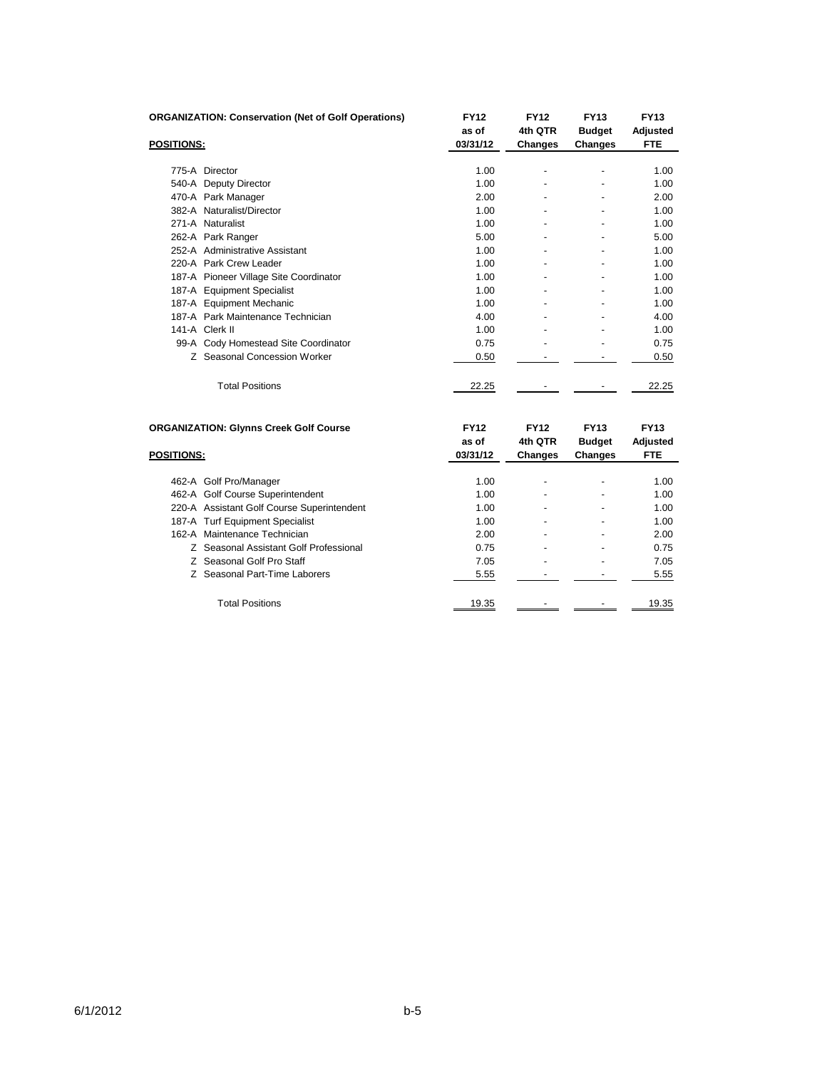**ORGANIZATION: Conservation (Net of Golf Operations)**

| POSITIONS: | FY12 as of 03/31/12 | FY12 4th QTR Changes | FY13 Budget Changes | FY13 Adjusted FTE |
|---|---|---|---|---|
| 775-A Director | 1.00 | - | - | 1.00 |
| 540-A Deputy Director | 1.00 | - | - | 1.00 |
| 470-A Park Manager | 2.00 | - | - | 2.00 |
| 382-A Naturalist/Director | 1.00 | - | - | 1.00 |
| 271-A Naturalist | 1.00 | - | - | 1.00 |
| 262-A Park Ranger | 5.00 | - | - | 5.00 |
| 252-A Administrative Assistant | 1.00 | - | - | 1.00 |
| 220-A Park Crew Leader | 1.00 | - | - | 1.00 |
| 187-A Pioneer Village Site Coordinator | 1.00 | - | - | 1.00 |
| 187-A Equipment Specialist | 1.00 | - | - | 1.00 |
| 187-A Equipment Mechanic | 1.00 | - | - | 1.00 |
| 187-A Park Maintenance Technician | 4.00 | - | - | 4.00 |
| 141-A Clerk II | 1.00 | - | - | 1.00 |
| 99-A Cody Homestead Site Coordinator | 0.75 | - | - | 0.75 |
| Z Seasonal Concession Worker | 0.50 | - | - | 0.50 |
| Total Positions | 22.25 | - | - | 22.25 |

**ORGANIZATION: Glynns Creek Golf Course**

| POSITIONS: | FY12 as of 03/31/12 | FY12 4th QTR Changes | FY13 Budget Changes | FY13 Adjusted FTE |
|---|---|---|---|---|
| 462-A Golf Pro/Manager | 1.00 | - | - | 1.00 |
| 462-A Golf Course Superintendent | 1.00 | - | - | 1.00 |
| 220-A Assistant Golf Course Superintendent | 1.00 | - | - | 1.00 |
| 187-A Turf Equipment Specialist | 1.00 | - | - | 1.00 |
| 162-A Maintenance Technician | 2.00 | - | - | 2.00 |
| Z Seasonal Assistant Golf Professional | 0.75 | - | - | 0.75 |
| Z Seasonal Golf Pro Staff | 7.05 | - | - | 7.05 |
| Z Seasonal Part-Time Laborers | 5.55 | - | - | 5.55 |
| Total Positions | 19.35 | - | - | 19.35 |

6/1/2012 b-5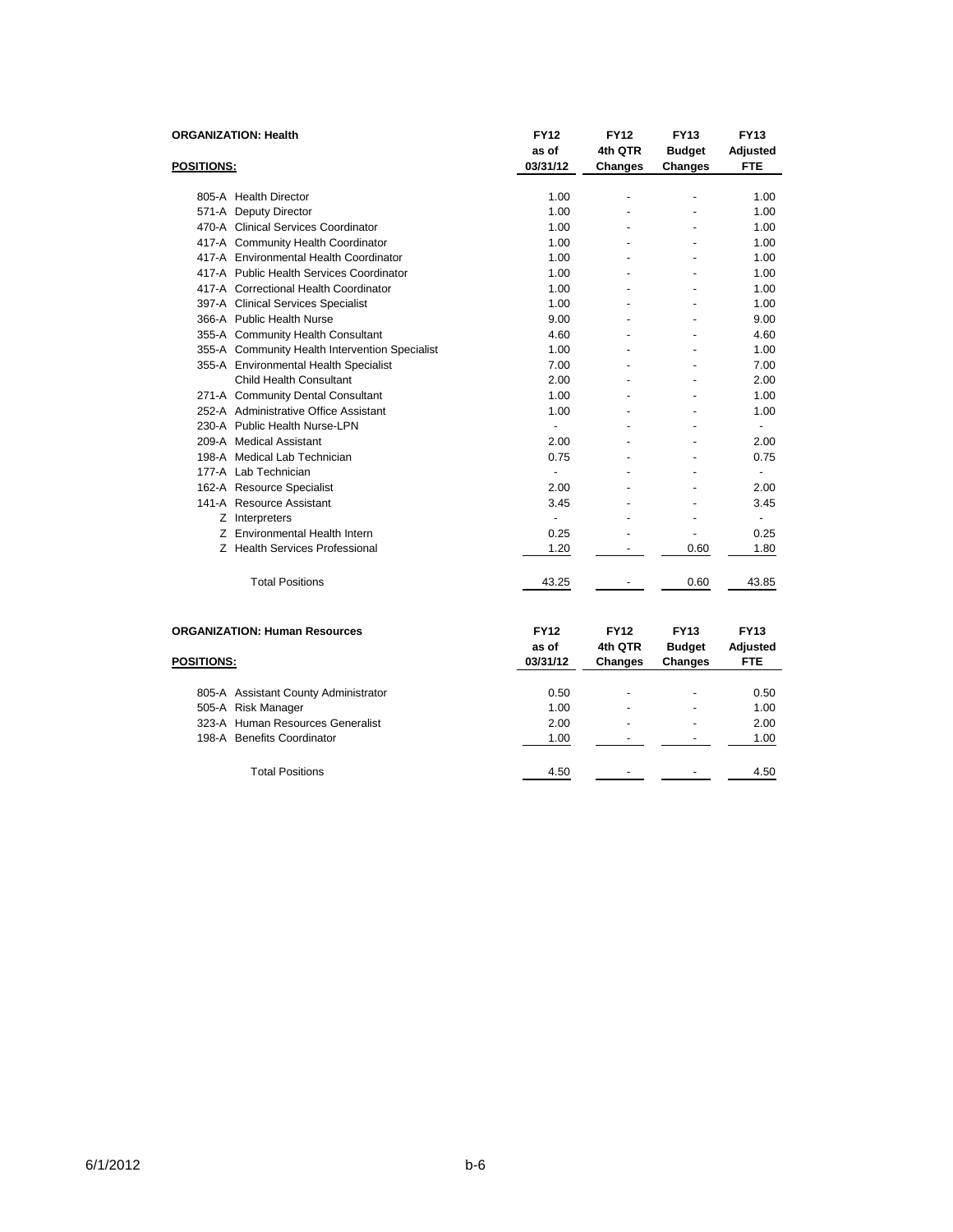**ORGANIZATION: Health**

| POSITIONS: | FY12 as of 03/31/12 | FY12 4th QTR Changes | FY13 Budget Changes | FY13 Adjusted FTE |
|---|---|---|---|---|
| 805-A Health Director | 1.00 | - | - | 1.00 |
| 571-A Deputy Director | 1.00 | - | - | 1.00 |
| 470-A Clinical Services Coordinator | 1.00 | - | - | 1.00 |
| 417-A Community Health Coordinator | 1.00 | - | - | 1.00 |
| 417-A Environmental Health Coordinator | 1.00 | - | - | 1.00 |
| 417-A Public Health Services Coordinator | 1.00 | - | - | 1.00 |
| 417-A Correctional Health Coordinator | 1.00 | - | - | 1.00 |
| 397-A Clinical Services Specialist | 1.00 | - | - | 1.00 |
| 366-A Public Health Nurse | 9.00 | - | - | 9.00 |
| 355-A Community Health Consultant | 4.60 | - | - | 4.60 |
| 355-A Community Health Intervention Specialist | 1.00 | - | - | 1.00 |
| 355-A Environmental Health Specialist | 7.00 | - | - | 7.00 |
| Child Health Consultant | 2.00 | - | - | 2.00 |
| 271-A Community Dental Consultant | 1.00 | - | - | 1.00 |
| 252-A Administrative Office Assistant | 1.00 | - | - | 1.00 |
| 230-A Public Health Nurse-LPN | - | - | - | - |
| 209-A Medical Assistant | 2.00 | - | - | 2.00 |
| 198-A Medical Lab Technician | 0.75 | - | - | 0.75 |
| 177-A Lab Technician | - | - | - | - |
| 162-A Resource Specialist | 2.00 | - | - | 2.00 |
| 141-A Resource Assistant | 3.45 | - | - | 3.45 |
| Z Interpreters | - | - | - | - |
| Z Environmental Health Intern | 0.25 | - | - | 0.25 |
| Z Health Services Professional | 1.20 | - | 0.60 | 1.80 |
| Total Positions | 43.25 | - | 0.60 | 43.85 |

**ORGANIZATION: Human Resources**

| POSITIONS: | FY12 as of 03/31/12 | FY12 4th QTR Changes | FY13 Budget Changes | FY13 Adjusted FTE |
|---|---|---|---|---|
| 805-A Assistant County Administrator | 0.50 | - | - | 0.50 |
| 505-A Risk Manager | 1.00 | - | - | 1.00 |
| 323-A Human Resources Generalist | 2.00 | - | - | 2.00 |
| 198-A Benefits Coordinator | 1.00 | - | - | 1.00 |
| Total Positions | 4.50 | - | - | 4.50 |

6/1/2012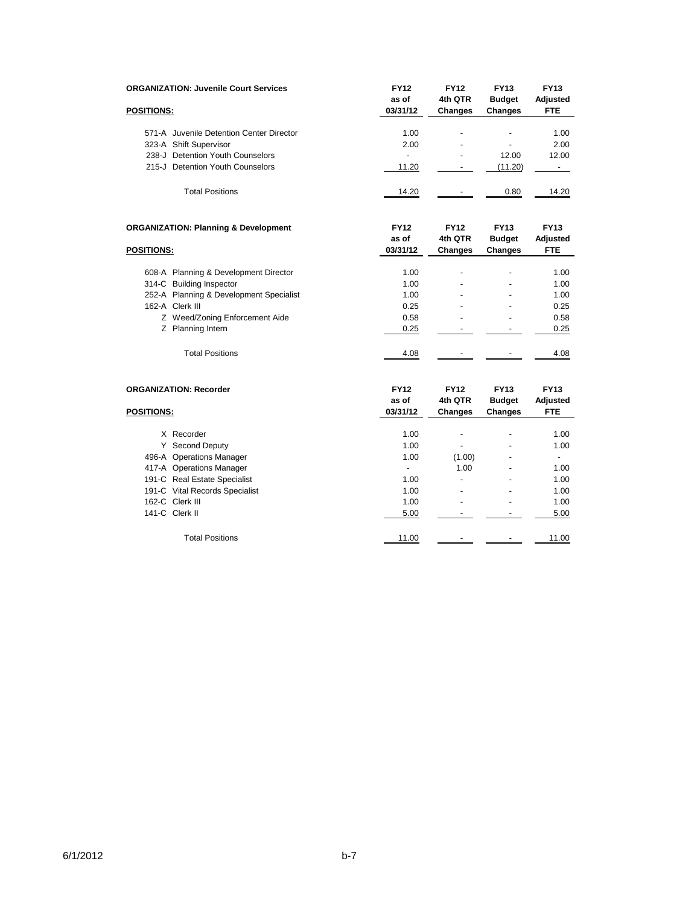**ORGANIZATION: Juvenile Court Services**

| POSITIONS: | FY12 as of 03/31/12 | FY12 4th QTR Changes | FY13 Budget Changes | FY13 Adjusted FTE |
|---|---|---|---|---|
| 571-A Juvenile Detention Center Director | 1.00 | - | - | 1.00 |
| 323-A Shift Supervisor | 2.00 | - | - | 2.00 |
| 238-J Detention Youth Counselors | - | - | 12.00 | 12.00 |
| 215-J Detention Youth Counselors | 11.20 | - | (11.20) | - |
| Total Positions | 14.20 | - | 0.80 | 14.20 |

**ORGANIZATION: Planning & Development**

| POSITIONS: | FY12 as of 03/31/12 | FY12 4th QTR Changes | FY13 Budget Changes | FY13 Adjusted FTE |
|---|---|---|---|---|
| 608-A Planning & Development Director | 1.00 | - | - | 1.00 |
| 314-C Building Inspector | 1.00 | - | - | 1.00 |
| 252-A Planning & Development Specialist | 1.00 | - | - | 1.00 |
| 162-A Clerk III | 0.25 | - | - | 0.25 |
| Z Weed/Zoning Enforcement Aide | 0.58 | - | - | 0.58 |
| Z Planning Intern | 0.25 | - | - | 0.25 |
| Total Positions | 4.08 | - | - | 4.08 |

**ORGANIZATION: Recorder**

| POSITIONS: | FY12 as of 03/31/12 | FY12 4th QTR Changes | FY13 Budget Changes | FY13 Adjusted FTE |
|---|---|---|---|---|
| X Recorder | 1.00 | - | - | 1.00 |
| Y Second Deputy | 1.00 | - | - | 1.00 |
| 496-A Operations Manager | 1.00 | (1.00) | - | - |
| 417-A Operations Manager | - | 1.00 | - | 1.00 |
| 191-C Real Estate Specialist | 1.00 | - | - | 1.00 |
| 191-C Vital Records Specialist | 1.00 | - | - | 1.00 |
| 162-C Clerk III | 1.00 | - | - | 1.00 |
| 141-C Clerk II | 5.00 | - | - | 5.00 |
| Total Positions | 11.00 | - | - | 11.00 |

6/1/2012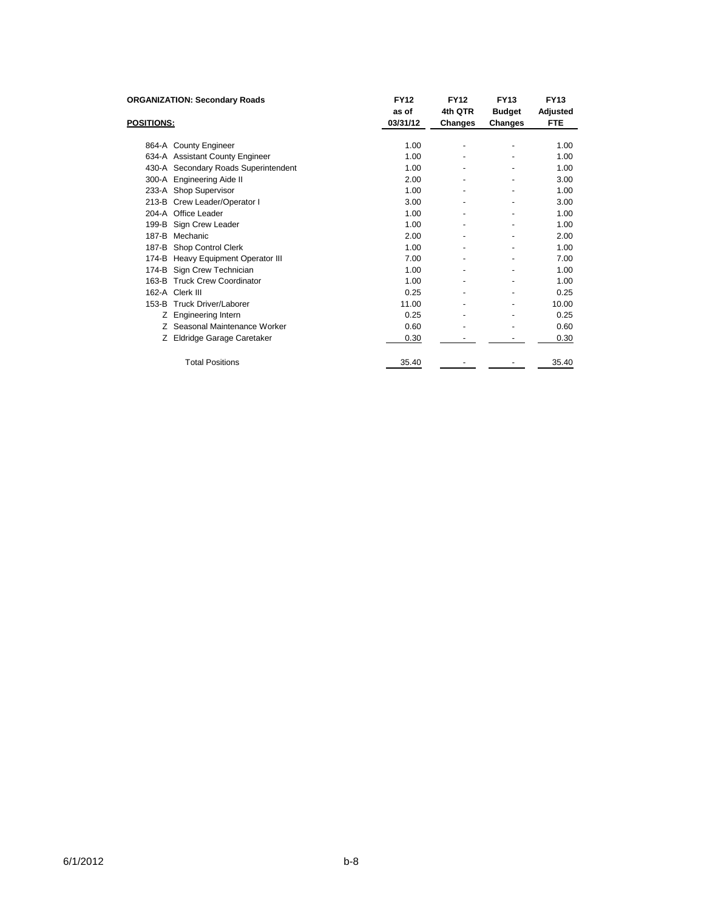**ORGANIZATION: Secondary Roads**

| POSITIONS: | | FY12 as of 03/31/12 | FY12 4th QTR Changes | FY13 Budget Changes | FY13 Adjusted FTE |
|---|---|---|---|---|---|
| 864-A | County Engineer | 1.00 | - | - | 1.00 |
| 634-A | Assistant County Engineer | 1.00 | - | - | 1.00 |
| 430-A | Secondary Roads Superintendent | 1.00 | - | - | 1.00 |
| 300-A | Engineering Aide II | 2.00 | - | - | 3.00 |
| 233-A | Shop Supervisor | 1.00 | - | - | 1.00 |
| 213-B | Crew Leader/Operator I | 3.00 | - | - | 3.00 |
| 204-A | Office Leader | 1.00 | - | - | 1.00 |
| 199-B | Sign Crew Leader | 1.00 | - | - | 1.00 |
| 187-B | Mechanic | 2.00 | - | - | 2.00 |
| 187-B | Shop Control Clerk | 1.00 | - | - | 1.00 |
| 174-B | Heavy Equipment Operator III | 7.00 | - | - | 7.00 |
| 174-B | Sign Crew Technician | 1.00 | - | - | 1.00 |
| 163-B | Truck Crew Coordinator | 1.00 | - | - | 1.00 |
| 162-A | Clerk III | 0.25 | - | - | 0.25 |
| 153-B | Truck Driver/Laborer | 11.00 | - | - | 10.00 |
| Z | Engineering Intern | 0.25 | - | - | 0.25 |
| Z | Seasonal Maintenance Worker | 0.60 | - | - | 0.60 |
| Z | Eldridge Garage Caretaker | 0.30 | - | - | 0.30 |
| | Total Positions | 35.40 | - | - | 35.40 |

6/1/2012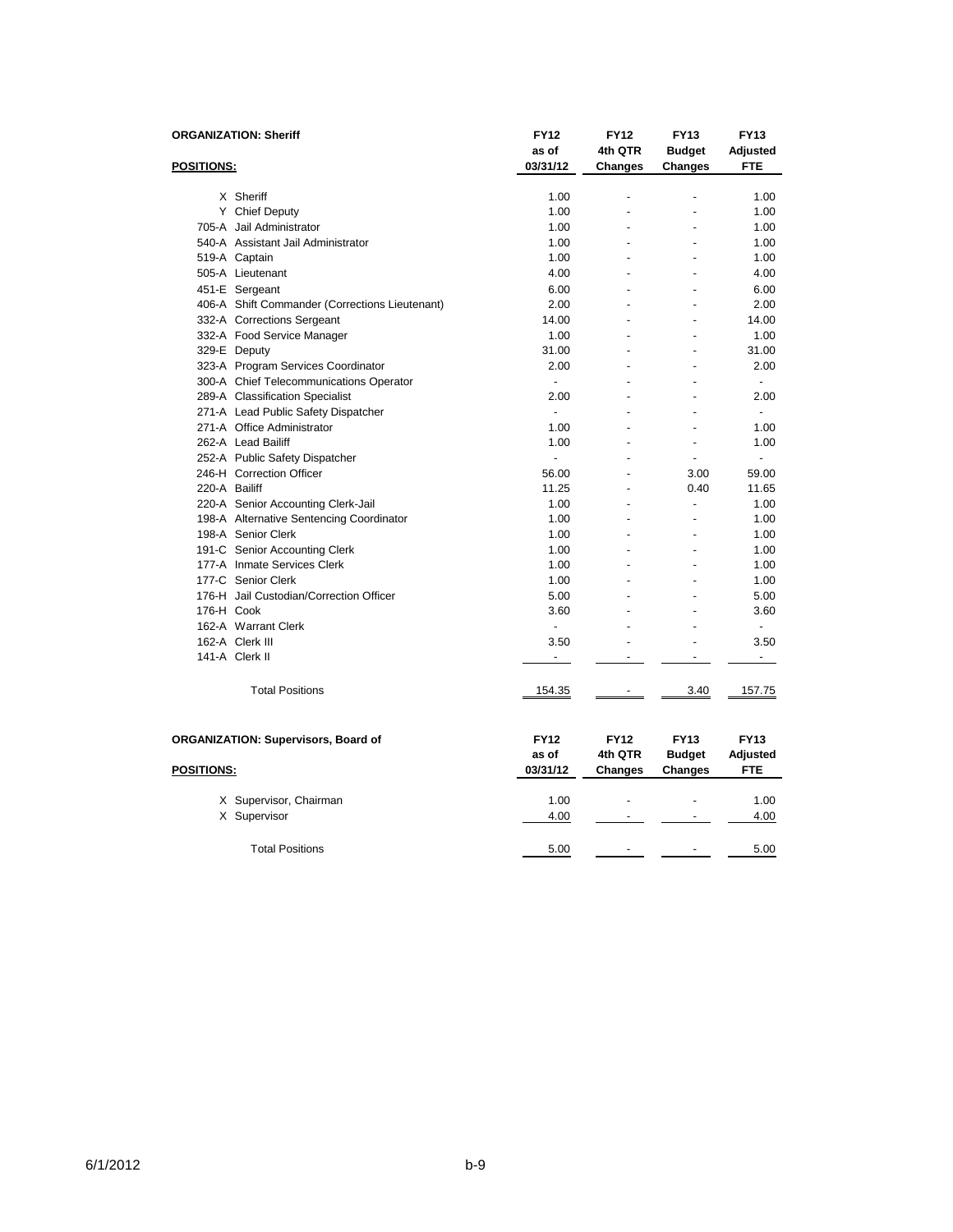**ORGANIZATION: Sheriff**

| POSITIONS: | | FY12 as of 03/31/12 | FY12 4th QTR Changes | FY13 Budget Changes | FY13 Adjusted FTE |
|---|---|---|---|---|---|
| X | Sheriff | 1.00 | - | - | 1.00 |
| Y | Chief Deputy | 1.00 | - | - | 1.00 |
| 705-A | Jail Administrator | 1.00 | - | - | 1.00 |
| 540-A | Assistant Jail Administrator | 1.00 | - | - | 1.00 |
| 519-A | Captain | 1.00 | - | - | 1.00 |
| 505-A | Lieutenant | 4.00 | - | - | 4.00 |
| 451-E | Sergeant | 6.00 | - | - | 6.00 |
| 406-A | Shift Commander (Corrections Lieutenant) | 2.00 | - | - | 2.00 |
| 332-A | Corrections Sergeant | 14.00 | - | - | 14.00 |
| 332-A | Food Service Manager | 1.00 | - | - | 1.00 |
| 329-E | Deputy | 31.00 | - | - | 31.00 |
| 323-A | Program Services Coordinator | 2.00 | - | - | 2.00 |
| 300-A | Chief Telecommunications Operator | - | - | - | - |
| 289-A | Classification Specialist | 2.00 | - | - | 2.00 |
| 271-A | Lead Public Safety Dispatcher | - | - | - | - |
| 271-A | Office Administrator | 1.00 | - | - | 1.00 |
| 262-A | Lead Bailiff | 1.00 | - | - | 1.00 |
| 252-A | Public Safety Dispatcher | - | - | - | - |
| 246-H | Correction Officer | 56.00 | - | 3.00 | 59.00 |
| 220-A | Bailiff | 11.25 | - | 0.40 | 11.65 |
| 220-A | Senior Accounting Clerk-Jail | 1.00 | - | - | 1.00 |
| 198-A | Alternative Sentencing Coordinator | 1.00 | - | - | 1.00 |
| 198-A | Senior Clerk | 1.00 | - | - | 1.00 |
| 191-C | Senior Accounting Clerk | 1.00 | - | - | 1.00 |
| 177-A | Inmate Services Clerk | 1.00 | - | - | 1.00 |
| 177-C | Senior Clerk | 1.00 | - | - | 1.00 |
| 176-H | Jail Custodian/Correction Officer | 5.00 | - | - | 5.00 |
| 176-H | Cook | 3.60 | - | - | 3.60 |
| 162-A | Warrant Clerk | - | - | - | - |
| 162-A | Clerk III | 3.50 | - | - | 3.50 |
| 141-A | Clerk II | - | - | - | - |
| | Total Positions | 154.35 | - | 3.40 | 157.75 |

**ORGANIZATION: Supervisors, Board of**

| POSITIONS: | | FY12 as of 03/31/12 | FY12 4th QTR Changes | FY13 Budget Changes | FY13 Adjusted FTE |
|---|---|---|---|---|---|
| X | Supervisor, Chairman | 1.00 | - | - | 1.00 |
| X | Supervisor | 4.00 | - | - | 4.00 |
| | Total Positions | 5.00 | - | - | 5.00 |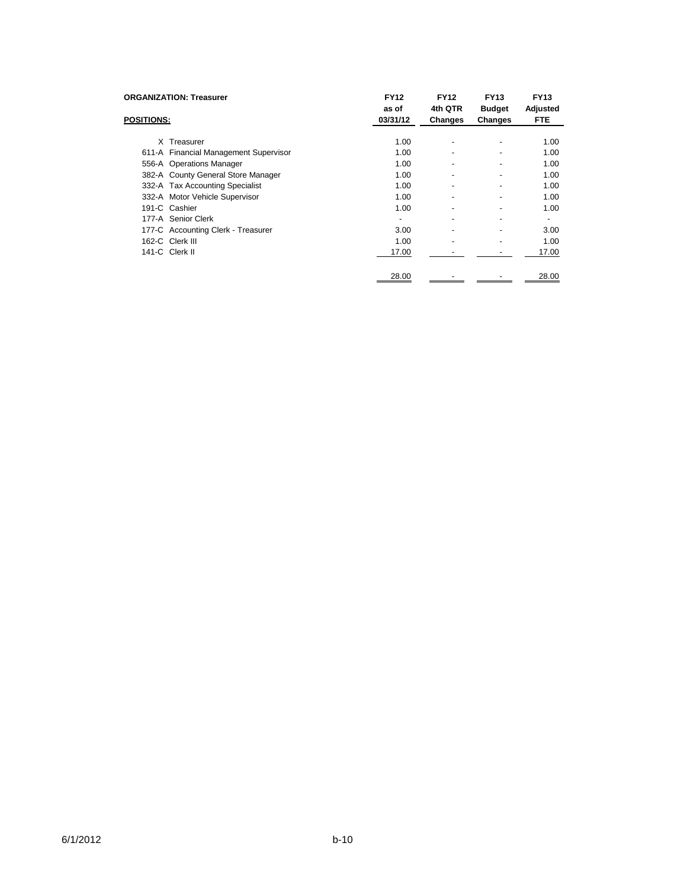**ORGANIZATION: Treasurer**

| POSITIONS: | FY12 as of 03/31/12 | FY12 4th QTR Changes | FY13 Budget Changes | FY13 Adjusted FTE |
|---|---|---|---|---|
| X Treasurer | 1.00 | - | - | 1.00 |
| 611-A Financial Management Supervisor | 1.00 | - | - | 1.00 |
| 556-A Operations Manager | 1.00 | - | - | 1.00 |
| 382-A County General Store Manager | 1.00 | - | - | 1.00 |
| 332-A Tax Accounting Specialist | 1.00 | - | - | 1.00 |
| 332-A Motor Vehicle Supervisor | 1.00 | - | - | 1.00 |
| 191-C Cashier | 1.00 | - | - | 1.00 |
| 177-A Senior Clerk | - | - | - | - |
| 177-C Accounting Clerk - Treasurer | 3.00 | - | - | 3.00 |
| 162-C Clerk III | 1.00 | - | - | 1.00 |
| 141-C Clerk II | 17.00 | - | - | 17.00 |
| | 28.00 | - | - | 28.00 |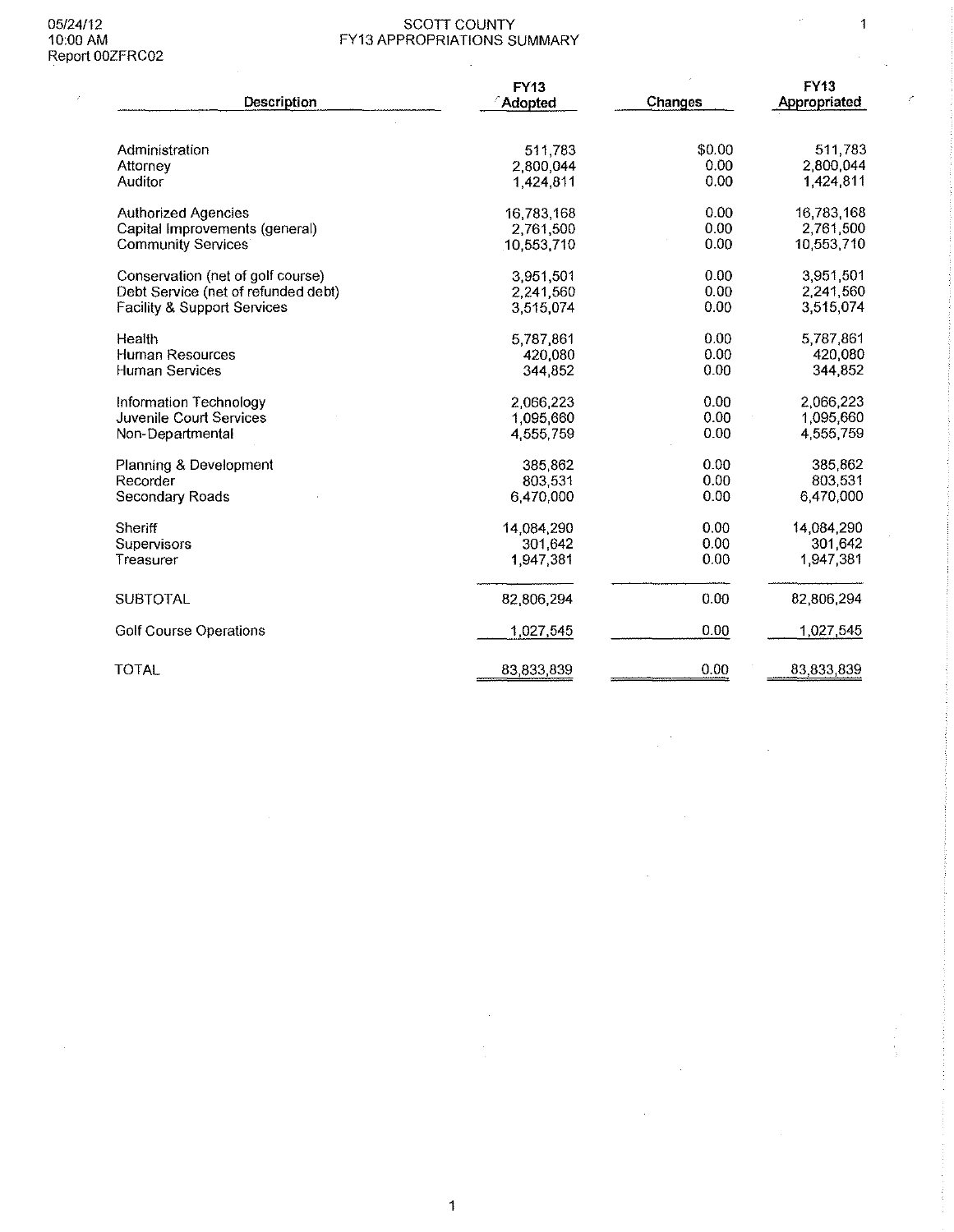05/24/12
10:00 AM
Report 00ZFRC02

# SCOTT COUNTY
## FY13 APPROPRIATIONS SUMMARY

| Description | FY13 Adopted | Changes | FY13 Appropriated |
|---|---|---|---|
| Administration | 511,783 | $0.00 | 511,783 |
| Attorney | 2,800,044 | 0.00 | 2,800,044 |
| Auditor | 1,424,811 | 0.00 | 1,424,811 |
| Authorized Agencies | 16,783,168 | 0.00 | 16,783,168 |
| Capital Improvements (general) | 2,761,500 | 0.00 | 2,761,500 |
| Community Services | 10,553,710 | 0.00 | 10,553,710 |
| Conservation (net of golf course) | 3,951,501 | 0.00 | 3,951,501 |
| Debt Service (net of refunded debt) | 2,241,560 | 0.00 | 2,241,560 |
| Facility & Support Services | 3,515,074 | 0.00 | 3,515,074 |
| Health | 5,787,861 | 0.00 | 5,787,861 |
| Human Resources | 420,080 | 0.00 | 420,080 |
| Human Services | 344,852 | 0.00 | 344,852 |
| Information Technology | 2,066,223 | 0.00 | 2,066,223 |
| Juvenile Court Services | 1,095,660 | 0.00 | 1,095,660 |
| Non-Departmental | 4,555,759 | 0.00 | 4,555,759 |
| Planning & Development | 385,862 | 0.00 | 385,862 |
| Recorder | 803,531 | 0.00 | 803,531 |
| Secondary Roads | 6,470,000 | 0.00 | 6,470,000 |
| Sheriff | 14,084,290 | 0.00 | 14,084,290 |
| Supervisors | 301,642 | 0.00 | 301,642 |
| Treasurer | 1,947,381 | 0.00 | 1,947,381 |
| SUBTOTAL | 82,806,294 | 0.00 | 82,806,294 |
| Golf Course Operations | 1,027,545 | 0.00 | 1,027,545 |
| TOTAL | 83,833,839 | 0.00 | 83,833,839 |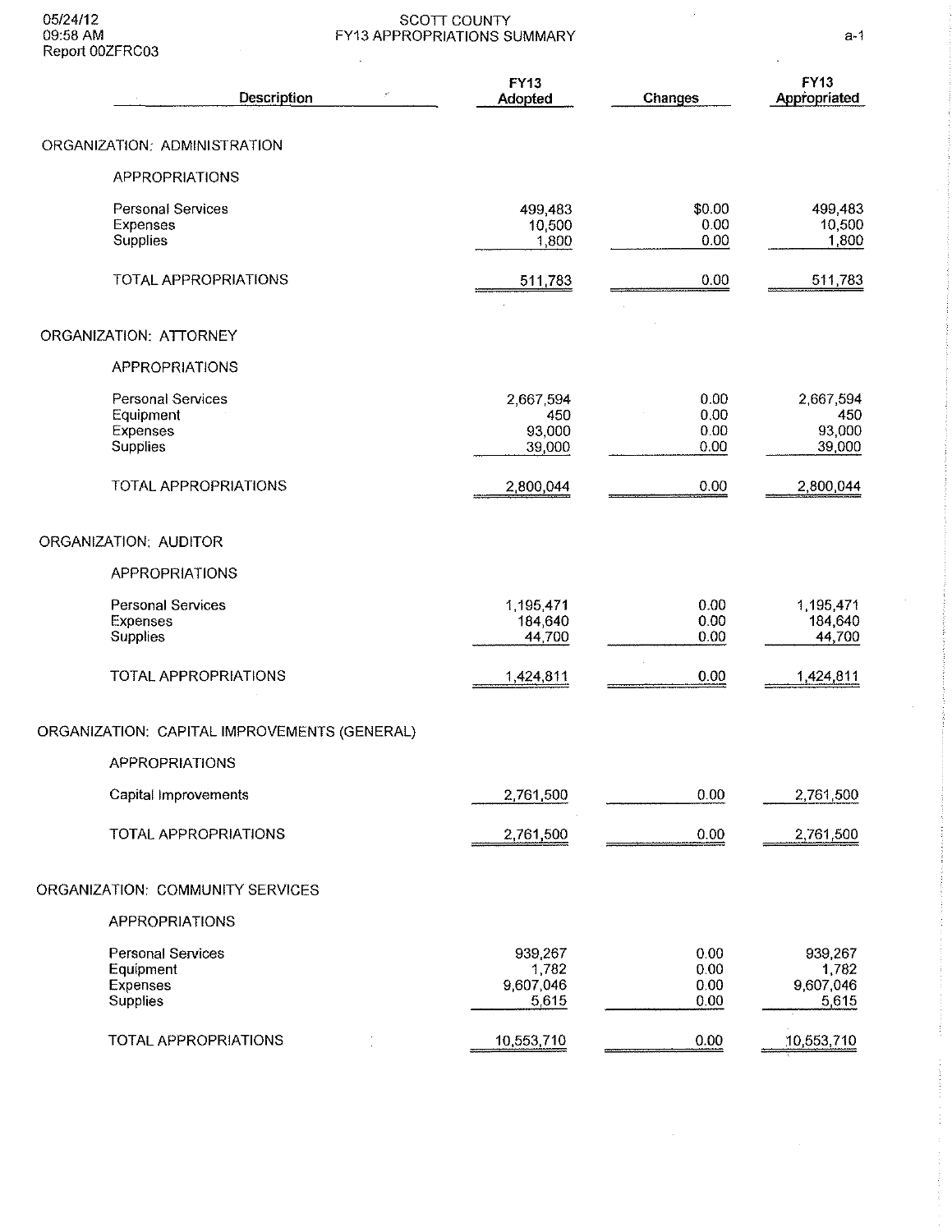05/24/12
09:58 AM
Report 00ZFRC03

SCOTT COUNTY
FY13 APPROPRIATIONS SUMMARY

| Description | FY13 Adopted | Changes | FY13 Appropriated |
|---|---|---|---|
| **ORGANIZATION: ADMINISTRATION** | | | |
| APPROPRIATIONS | | | |
| Personal Services | 499,483 | $0.00 | 499,483 |
| Expenses | 10,500 | 0.00 | 10,500 |
| Supplies | 1,800 | 0.00 | 1,800 |
| TOTAL APPROPRIATIONS | 511,783 | 0.00 | 511,783 |
| **ORGANIZATION: ATTORNEY** | | | |
| APPROPRIATIONS | | | |
| Personal Services | 2,667,594 | 0.00 | 2,667,594 |
| Equipment | 450 | 0.00 | 450 |
| Expenses | 93,000 | 0.00 | 93,000 |
| Supplies | 39,000 | 0.00 | 39,000 |
| TOTAL APPROPRIATIONS | 2,800,044 | 0.00 | 2,800,044 |
| **ORGANIZATION: AUDITOR** | | | |
| APPROPRIATIONS | | | |
| Personal Services | 1,195,471 | 0.00 | 1,195,471 |
| Expenses | 184,640 | 0.00 | 184,640 |
| Supplies | 44,700 | 0.00 | 44,700 |
| TOTAL APPROPRIATIONS | 1,424,811 | 0.00 | 1,424,811 |
| **ORGANIZATION: CAPITAL IMPROVEMENTS (GENERAL)** | | | |
| APPROPRIATIONS | | | |
| Capital Improvements | 2,761,500 | 0.00 | 2,761,500 |
| TOTAL APPROPRIATIONS | 2,761,500 | 0.00 | 2,761,500 |
| **ORGANIZATION: COMMUNITY SERVICES** | | | |
| APPROPRIATIONS | | | |
| Personal Services | 939,267 | 0.00 | 939,267 |
| Equipment | 1,782 | 0.00 | 1,782 |
| Expenses | 9,607,046 | 0.00 | 9,607,046 |
| Supplies | 5,615 | 0.00 | 5,615 |
| TOTAL APPROPRIATIONS | 10,553,710 | 0.00 | 10,553,710 |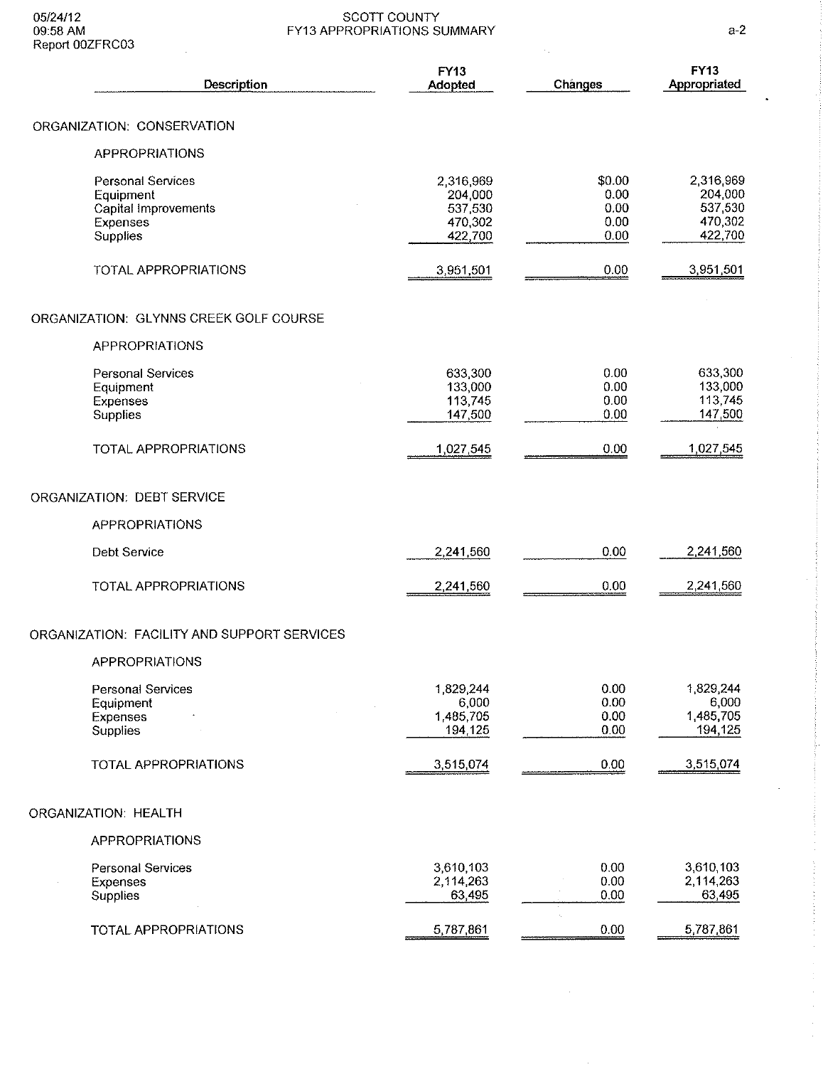SCOTT COUNTY
FY13 APPROPRIATIONS SUMMARY

05/24/12
09:58 AM
Report 00ZFRC03

| Description | FY13 Adopted | Changes | FY13 Appropriated |
|---|---|---|---|
| **ORGANIZATION: CONSERVATION** | | | |
| APPROPRIATIONS | | | |
| Personal Services | 2,316,969 | $0.00 | 2,316,969 |
| Equipment | 204,000 | 0.00 | 204,000 |
| Capital Improvements | 537,530 | 0.00 | 537,530 |
| Expenses | 470,302 | 0.00 | 470,302 |
| Supplies | 422,700 | 0.00 | 422,700 |
| TOTAL APPROPRIATIONS | 3,951,501 | 0.00 | 3,951,501 |
| **ORGANIZATION: GLYNNS CREEK GOLF COURSE** | | | |
| APPROPRIATIONS | | | |
| Personal Services | 633,300 | 0.00 | 633,300 |
| Equipment | 133,000 | 0.00 | 133,000 |
| Expenses | 113,745 | 0.00 | 113,745 |
| Supplies | 147,500 | 0.00 | 147,500 |
| TOTAL APPROPRIATIONS | 1,027,545 | 0.00 | 1,027,545 |
| **ORGANIZATION: DEBT SERVICE** | | | |
| APPROPRIATIONS | | | |
| Debt Service | 2,241,560 | 0.00 | 2,241,560 |
| TOTAL APPROPRIATIONS | 2,241,560 | 0.00 | 2,241,560 |
| **ORGANIZATION: FACILITY AND SUPPORT SERVICES** | | | |
| APPROPRIATIONS | | | |
| Personal Services | 1,829,244 | 0.00 | 1,829,244 |
| Equipment | 6,000 | 0.00 | 6,000 |
| Expenses | 1,485,705 | 0.00 | 1,485,705 |
| Supplies | 194,125 | 0.00 | 194,125 |
| TOTAL APPROPRIATIONS | 3,515,074 | 0.00 | 3,515,074 |
| **ORGANIZATION: HEALTH** | | | |
| APPROPRIATIONS | | | |
| Personal Services | 3,610,103 | 0.00 | 3,610,103 |
| Expenses | 2,114,263 | 0.00 | 2,114,263 |
| Supplies | 63,495 | 0.00 | 63,495 |
| TOTAL APPROPRIATIONS | 5,787,861 | 0.00 | 5,787,861 |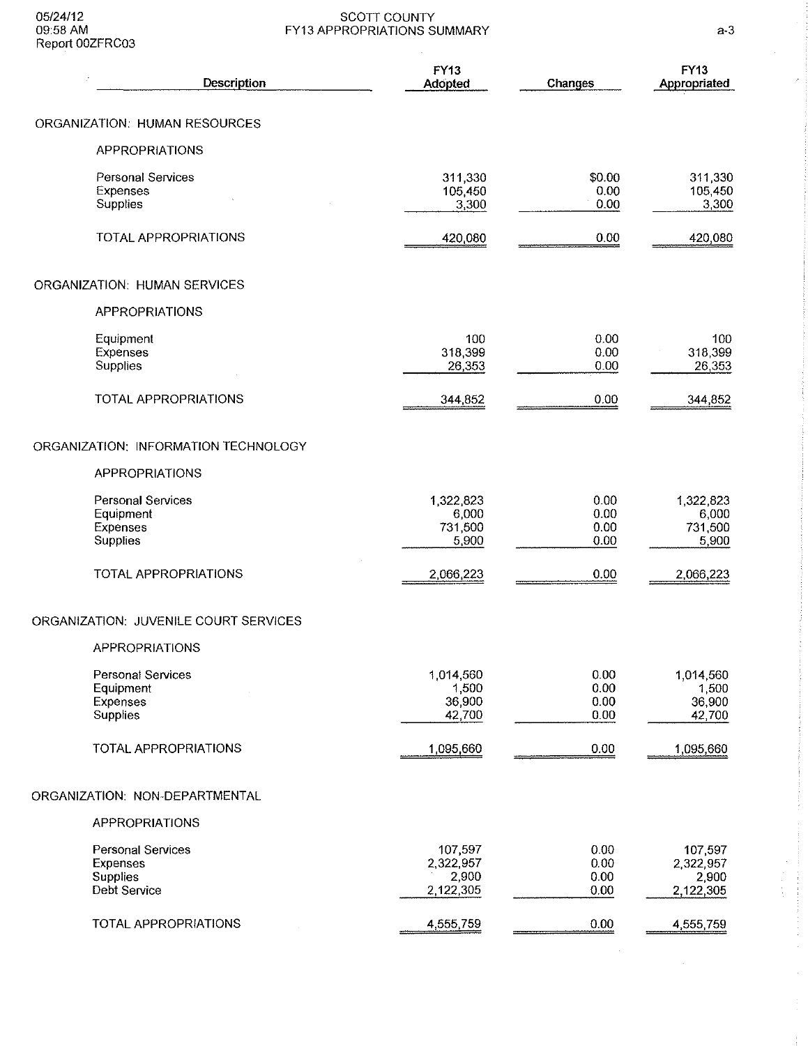05/24/12
09:58 AM
Report 00ZFRC03

# SCOTT COUNTY
## FY13 APPROPRIATIONS SUMMARY

| Description | FY13 Adopted | Changes | FY13 Appropriated |
|---|---|---|---|
| **ORGANIZATION: HUMAN RESOURCES** | | | |
| APPROPRIATIONS | | | |
| Personal Services | 311,330 | $0.00 | 311,330 |
| Expenses | 105,450 | 0.00 | 105,450 |
| Supplies | 3,300 | 0.00 | 3,300 |
| TOTAL APPROPRIATIONS | 420,080 | 0.00 | 420,080 |
| **ORGANIZATION: HUMAN SERVICES** | | | |
| APPROPRIATIONS | | | |
| Equipment | 100 | 0.00 | 100 |
| Expenses | 318,399 | 0.00 | 318,399 |
| Supplies | 26,353 | 0.00 | 26,353 |
| TOTAL APPROPRIATIONS | 344,852 | 0.00 | 344,852 |
| **ORGANIZATION: INFORMATION TECHNOLOGY** | | | |
| APPROPRIATIONS | | | |
| Personal Services | 1,322,823 | 0.00 | 1,322,823 |
| Equipment | 6,000 | 0.00 | 6,000 |
| Expenses | 731,500 | 0.00 | 731,500 |
| Supplies | 5,900 | 0.00 | 5,900 |
| TOTAL APPROPRIATIONS | 2,066,223 | 0.00 | 2,066,223 |
| **ORGANIZATION: JUVENILE COURT SERVICES** | | | |
| APPROPRIATIONS | | | |
| Personal Services | 1,014,560 | 0.00 | 1,014,560 |
| Equipment | 1,500 | 0.00 | 1,500 |
| Expenses | 36,900 | 0.00 | 36,900 |
| Supplies | 42,700 | 0.00 | 42,700 |
| TOTAL APPROPRIATIONS | 1,095,660 | 0.00 | 1,095,660 |
| **ORGANIZATION: NON-DEPARTMENTAL** | | | |
| APPROPRIATIONS | | | |
| Personal Services | 107,597 | 0.00 | 107,597 |
| Expenses | 2,322,957 | 0.00 | 2,322,957 |
| Supplies | 2,900 | 0.00 | 2,900 |
| Debt Service | 2,122,305 | 0.00 | 2,122,305 |
| TOTAL APPROPRIATIONS | 4,555,759 | 0.00 | 4,555,759 |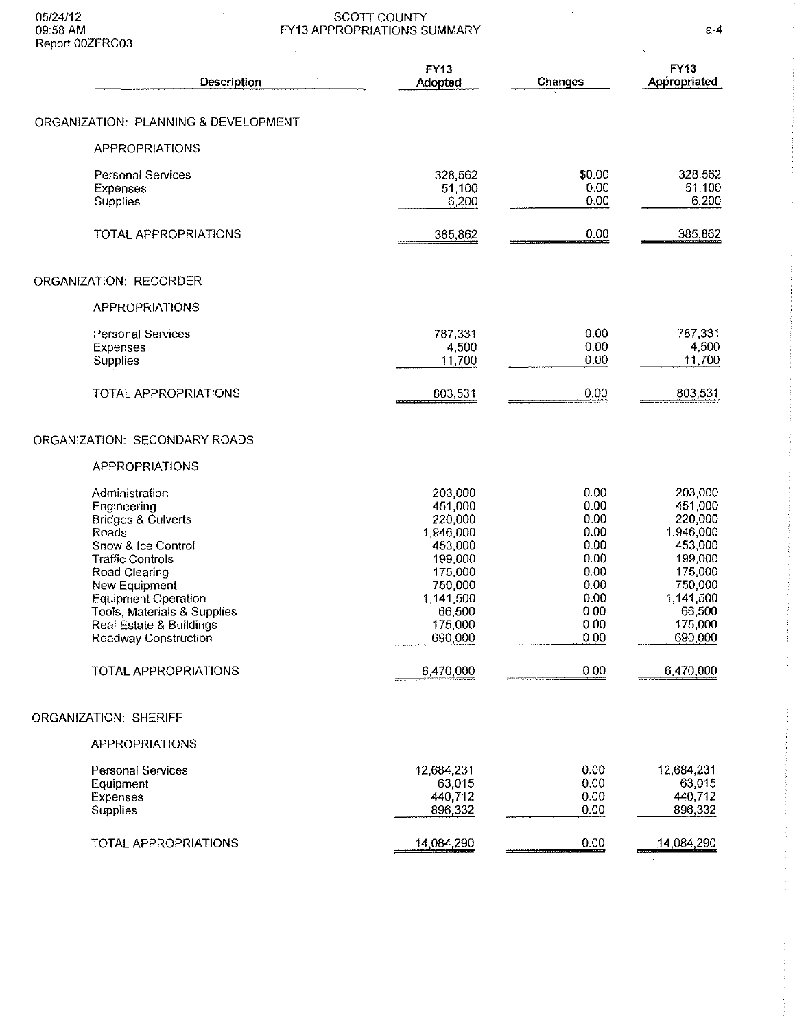05/24/12
09:58 AM
Report 00ZFRC03

# SCOTT COUNTY
## FY13 APPROPRIATIONS SUMMARY

| Description | FY13 Adopted | Changes | FY13 Appropriated |
|---|---|---|---|
| **ORGANIZATION: PLANNING & DEVELOPMENT** | | | |
| APPROPRIATIONS | | | |
| Personal Services | 328,562 | $0.00 | 328,562 |
| Expenses | 51,100 | 0.00 | 51,100 |
| Supplies | 6,200 | 0.00 | 6,200 |
| TOTAL APPROPRIATIONS | 385,862 | 0.00 | 385,862 |
| **ORGANIZATION: RECORDER** | | | |
| APPROPRIATIONS | | | |
| Personal Services | 787,331 | 0.00 | 787,331 |
| Expenses | 4,500 | 0.00 | 4,500 |
| Supplies | 11,700 | 0.00 | 11,700 |
| TOTAL APPROPRIATIONS | 803,531 | 0.00 | 803,531 |
| **ORGANIZATION: SECONDARY ROADS** | | | |
| APPROPRIATIONS | | | |
| Administration | 203,000 | 0.00 | 203,000 |
| Engineering | 451,000 | 0.00 | 451,000 |
| Bridges & Culverts | 220,000 | 0.00 | 220,000 |
| Roads | 1,946,000 | 0.00 | 1,946,000 |
| Snow & Ice Control | 453,000 | 0.00 | 453,000 |
| Traffic Controls | 199,000 | 0.00 | 199,000 |
| Road Clearing | 175,000 | 0.00 | 175,000 |
| New Equipment | 750,000 | 0.00 | 750,000 |
| Equipment Operation | 1,141,500 | 0.00 | 1,141,500 |
| Tools, Materials & Supplies | 66,500 | 0.00 | 66,500 |
| Real Estate & Buildings | 175,000 | 0.00 | 175,000 |
| Roadway Construction | 690,000 | 0.00 | 690,000 |
| TOTAL APPROPRIATIONS | 6,470,000 | 0.00 | 6,470,000 |
| **ORGANIZATION: SHERIFF** | | | |
| APPROPRIATIONS | | | |
| Personal Services | 12,684,231 | 0.00 | 12,684,231 |
| Equipment | 63,015 | 0.00 | 63,015 |
| Expenses | 440,712 | 0.00 | 440,712 |
| Supplies | 896,332 | 0.00 | 896,332 |
| TOTAL APPROPRIATIONS | 14,084,290 | 0.00 | 14,084,290 |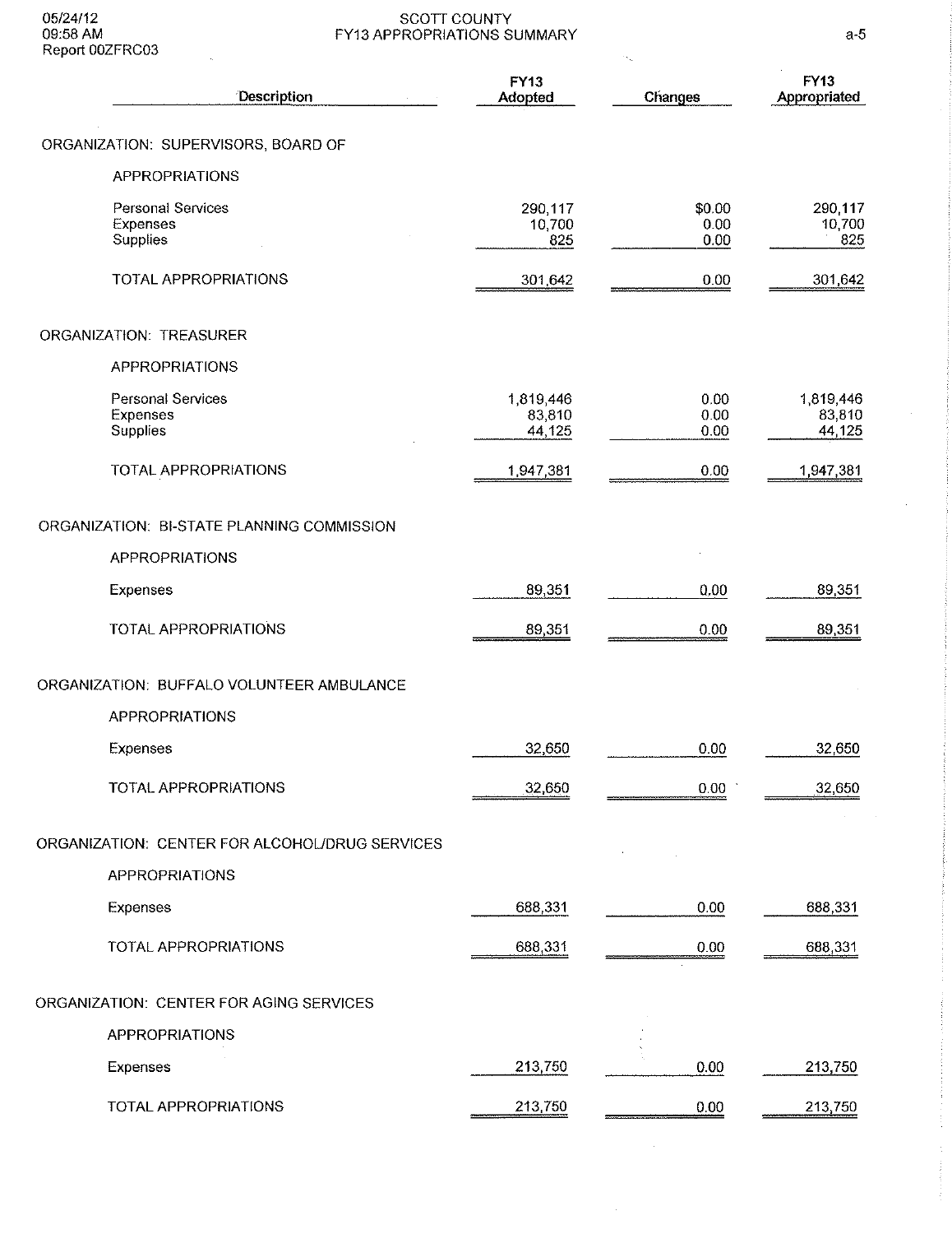# SCOTT COUNTY
## FY13 APPROPRIATIONS SUMMARY

05/24/12
09:58 AM
Report 00ZFRC03

| Description | FY13 Adopted | Changes | FY13 Appropriated |
|---|---|---|---|
| **ORGANIZATION: SUPERVISORS, BOARD OF** | | | |
| APPROPRIATIONS | | | |
| Personal Services | 290,117 | $0.00 | 290,117 |
| Expenses | 10,700 | 0.00 | 10,700 |
| Supplies | 825 | 0.00 | 825 |
| TOTAL APPROPRIATIONS | 301,642 | 0.00 | 301,642 |
| **ORGANIZATION: TREASURER** | | | |
| APPROPRIATIONS | | | |
| Personal Services | 1,819,446 | 0.00 | 1,819,446 |
| Expenses | 83,810 | 0.00 | 83,810 |
| Supplies | 44,125 | 0.00 | 44,125 |
| TOTAL APPROPRIATIONS | 1,947,381 | 0.00 | 1,947,381 |
| **ORGANIZATION: BI-STATE PLANNING COMMISSION** | | | |
| APPROPRIATIONS | | | |
| Expenses | 89,351 | 0.00 | 89,351 |
| TOTAL APPROPRIATIONS | 89,351 | 0.00 | 89,351 |
| **ORGANIZATION: BUFFALO VOLUNTEER AMBULANCE** | | | |
| APPROPRIATIONS | | | |
| Expenses | 32,650 | 0.00 | 32,650 |
| TOTAL APPROPRIATIONS | 32,650 | 0.00 | 32,650 |
| **ORGANIZATION: CENTER FOR ALCOHOL/DRUG SERVICES** | | | |
| APPROPRIATIONS | | | |
| Expenses | 688,331 | 0.00 | 688,331 |
| TOTAL APPROPRIATIONS | 688,331 | 0.00 | 688,331 |
| **ORGANIZATION: CENTER FOR AGING SERVICES** | | | |
| APPROPRIATIONS | | | |
| Expenses | 213,750 | 0.00 | 213,750 |
| TOTAL APPROPRIATIONS | 213,750 | 0.00 | 213,750 |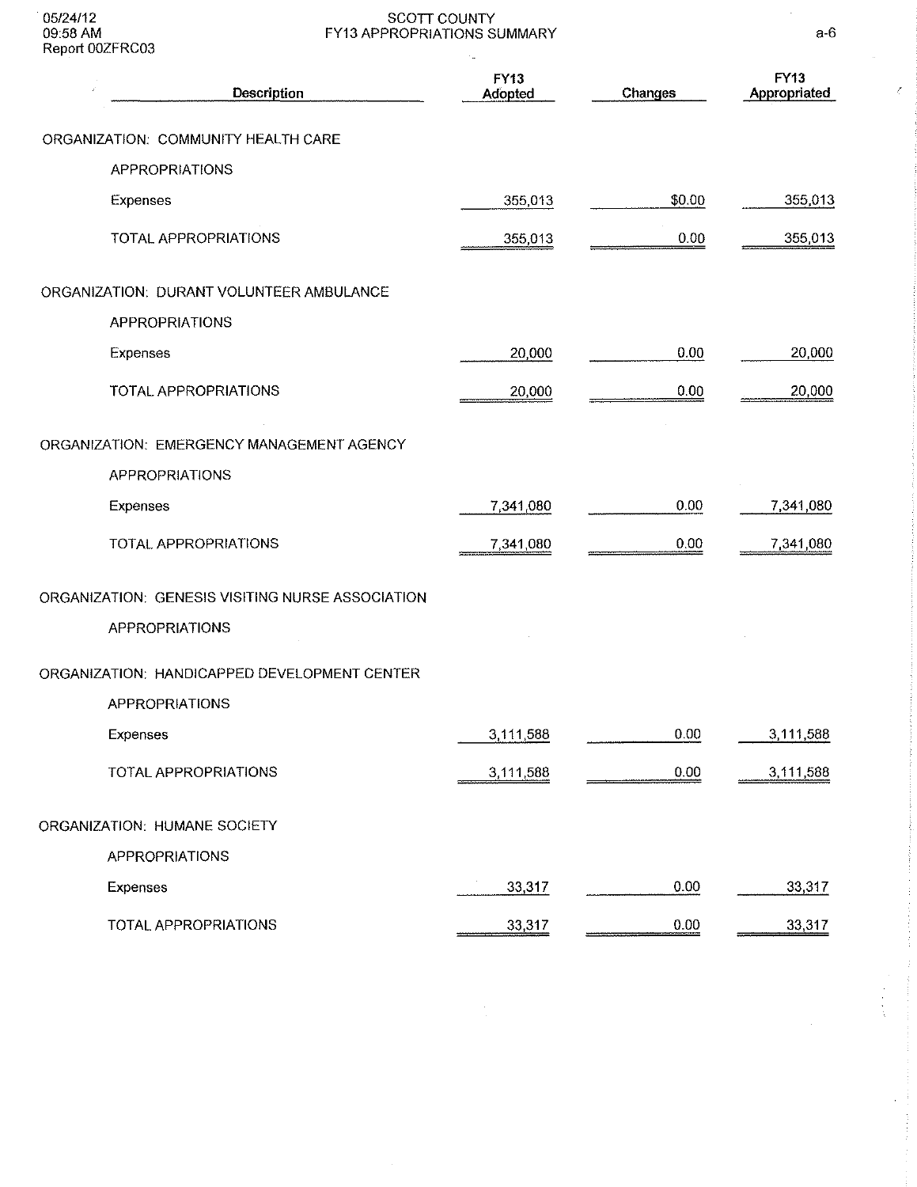SCOTT COUNTY
FY13 APPROPRIATIONS SUMMARY

| Description | FY13 Adopted | Changes | FY13 Appropriated |
|---|---|---|---|
| ORGANIZATION: COMMUNITY HEALTH CARE | | | |
| APPROPRIATIONS | | | |
| Expenses | 355,013 | $0.00 | 355,013 |
| TOTAL APPROPRIATIONS | 355,013 | 0.00 | 355,013 |
| ORGANIZATION: DURANT VOLUNTEER AMBULANCE | | | |
| APPROPRIATIONS | | | |
| Expenses | 20,000 | 0.00 | 20,000 |
| TOTAL APPROPRIATIONS | 20,000 | 0.00 | 20,000 |
| ORGANIZATION: EMERGENCY MANAGEMENT AGENCY | | | |
| APPROPRIATIONS | | | |
| Expenses | 7,341,080 | 0.00 | 7,341,080 |
| TOTAL APPROPRIATIONS | 7,341,080 | 0.00 | 7,341,080 |
| ORGANIZATION: GENESIS VISITING NURSE ASSOCIATION | | | |
| APPROPRIATIONS | | | |
| ORGANIZATION: HANDICAPPED DEVELOPMENT CENTER | | | |
| APPROPRIATIONS | | | |
| Expenses | 3,111,588 | 0.00 | 3,111,588 |
| TOTAL APPROPRIATIONS | 3,111,588 | 0.00 | 3,111,588 |
| ORGANIZATION: HUMANE SOCIETY | | | |
| APPROPRIATIONS | | | |
| Expenses | 33,317 | 0.00 | 33,317 |
| TOTAL APPROPRIATIONS | 33,317 | 0.00 | 33,317 |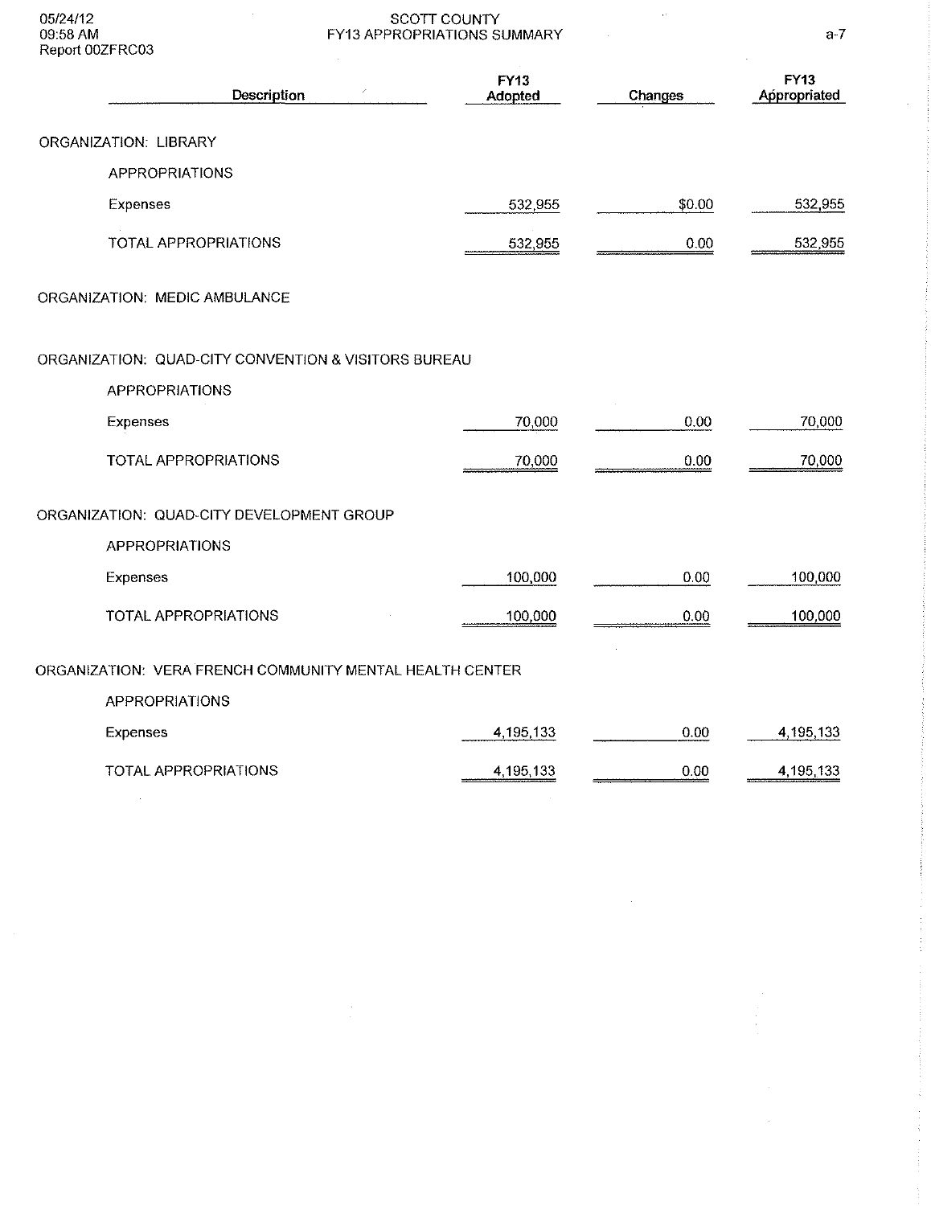SCOTT COUNTY
FY13 APPROPRIATIONS SUMMARY

| Description | FY13 Adopted | Changes | FY13 Appropriated |
|---|---|---|---|
| ORGANIZATION: LIBRARY | | | |
| APPROPRIATIONS | | | |
| Expenses | 532,955 | $0.00 | 532,955 |
| TOTAL APPROPRIATIONS | 532,955 | 0.00 | 532,955 |
| ORGANIZATION: MEDIC AMBULANCE | | | |
| ORGANIZATION: QUAD-CITY CONVENTION & VISITORS BUREAU | | | |
| APPROPRIATIONS | | | |
| Expenses | 70,000 | 0.00 | 70,000 |
| TOTAL APPROPRIATIONS | 70,000 | 0.00 | 70,000 |
| ORGANIZATION: QUAD-CITY DEVELOPMENT GROUP | | | |
| APPROPRIATIONS | | | |
| Expenses | 100,000 | 0.00 | 100,000 |
| TOTAL APPROPRIATIONS | 100,000 | 0.00 | 100,000 |
| ORGANIZATION: VERA FRENCH COMMUNITY MENTAL HEALTH CENTER | | | |
| APPROPRIATIONS | | | |
| Expenses | 4,195,133 | 0.00 | 4,195,133 |
| TOTAL APPROPRIATIONS | 4,195,133 | 0.00 | 4,195,133 |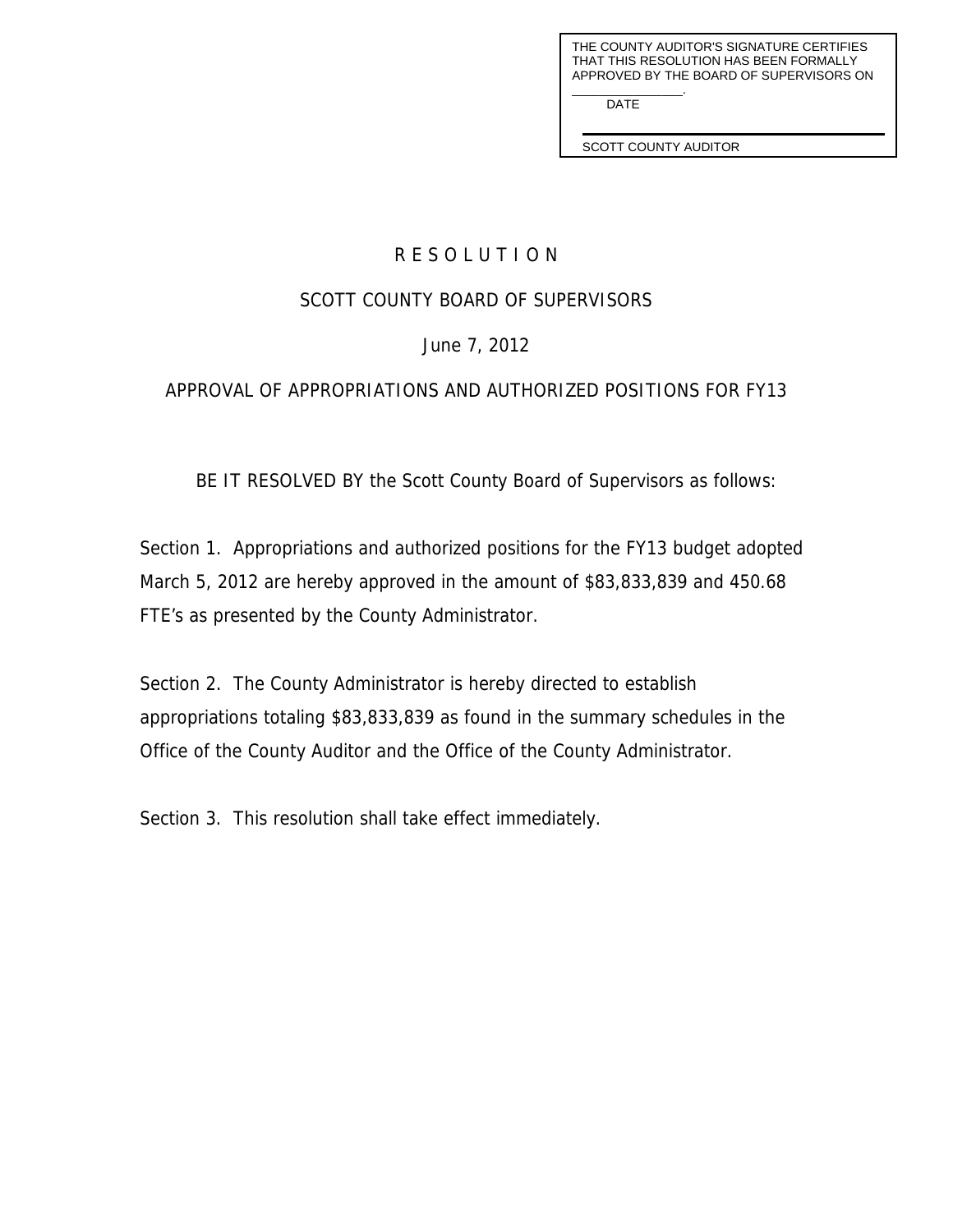THE COUNTY AUDITOR'S SIGNATURE CERTIFIES THAT THIS RESOLUTION HAS BEEN FORMALLY APPROVED BY THE BOARD OF SUPERVISORS ON

_______________.
DATE

_______________________________
SCOTT COUNTY AUDITOR

# R E S O L U T I O N

## SCOTT COUNTY BOARD OF SUPERVISORS

June 7, 2012

## APPROVAL OF APPROPRIATIONS AND AUTHORIZED POSITIONS FOR FY13

BE IT RESOLVED BY the Scott County Board of Supervisors as follows:

Section 1. Appropriations and authorized positions for the FY13 budget adopted March 5, 2012 are hereby approved in the amount of $83,833,839 and 450.68 FTE's as presented by the County Administrator.

Section 2. The County Administrator is hereby directed to establish appropriations totaling $83,833,839 as found in the summary schedules in the Office of the County Auditor and the Office of the County Administrator.

Section 3. This resolution shall take effect immediately.